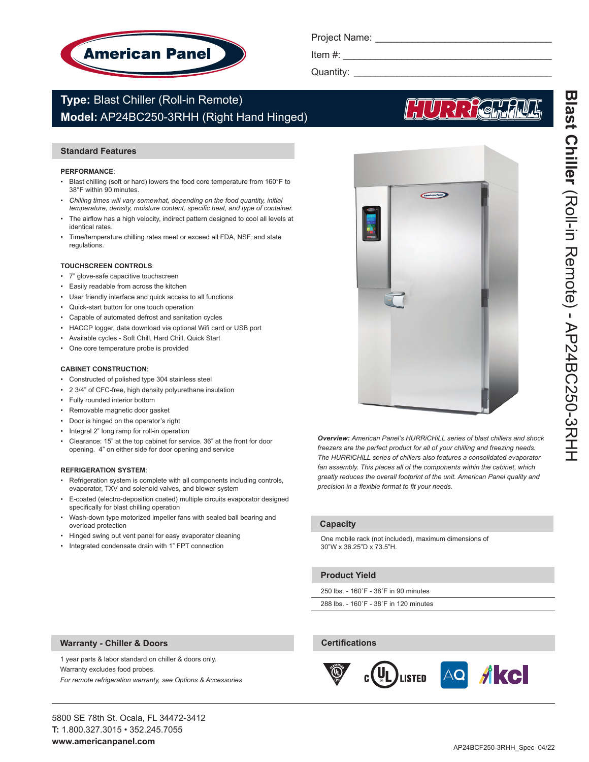American Panel

Project Name: ______________________________

Item #: ______________________________

Quantity: ______________________________

# Type: Blast Chiller (Roll-in Remote)
# Model: AP24BC250-3RHH (Right Hand Hinged)

HURRiCHiLL

Blast Chiller (Roll-in Remote) - AP24BC250-3RHH

## Standard Features

**PERFORMANCE**:

- Blast chilling (soft or hard) lowers the food core temperature from 160°F to 38°F within 90 minutes.
- *Chilling times will vary somewhat, depending on the food quantity, initial temperature, density, moisture content, specific heat, and type of container.*
- The airflow has a high velocity, indirect pattern designed to cool all levels at identical rates.
- Time/temperature chilling rates meet or exceed all FDA, NSF, and state regulations.

**TOUCHSCREEN CONTROLS**:

- 7" glove-safe capacitive touchscreen
- Easily readable from across the kitchen
- User friendly interface and quick access to all functions
- Quick-start button for one touch operation
- Capable of automated defrost and sanitation cycles
- HACCP logger, data download via optional Wifi card or USB port
- Available cycles - Soft Chill, Hard Chill, Quick Start
- One core temperature probe is provided

**CABINET CONSTRUCTION**:

- Constructed of polished type 304 stainless steel
- 2 3/4" of CFC-free, high density polyurethane insulation
- Fully rounded interior bottom
- Removable magnetic door gasket
- Door is hinged on the operator's right
- Integral 2" long ramp for roll-in operation
- Clearance: 15" at the top cabinet for service. 36" at the front for door opening. 4" on either side for door opening and service

**REFRIGERATION SYSTEM**:

- Refrigeration system is complete with all components including controls, evaporator, TXV and solenoid valves, and blower system
- E-coated (electro-deposition coated) multiple circuits evaporator designed specifically for blast chilling operation
- Wash-down type motorized impeller fans with sealed ball bearing and overload protection
- Hinged swing out vent panel for easy evaporator cleaning
- Integrated condensate drain with 1" FPT connection

***Overview:*** *American Panel's HURRiCHiLL series of blast chillers and shock freezers are the perfect product for all of your chilling and freezing needs. The HURRiCHiLL series of chillers also features a consolidated evaporator fan assembly. This places all of the components within the cabinet, which greatly reduces the overall footprint of the unit. American Panel quality and precision in a flexible format to fit your needs.*

## Capacity

One mobile rack (not included), maximum dimensions of 30"W x 36.25"D x 73.5"H.

## Product Yield

250 lbs. - 160˚F - 38˚F in 90 minutes

288 lbs. - 160˚F - 38˚F in 120 minutes

## Warranty - Chiller & Doors

1 year parts & labor standard on chiller & doors only.

Warranty excludes food probes.

*For remote refrigeration warranty, see Options & Accessories*

## Certifications

UL EPH Classified, cULus Listed, AQ, kcl

5800 SE 78th St. Ocala, FL 34472-3412
**T:** 1.800.327.3015 • 352.245.7055
**www.americanpanel.com**

AP24BCF250-3RHH_Spec 04/22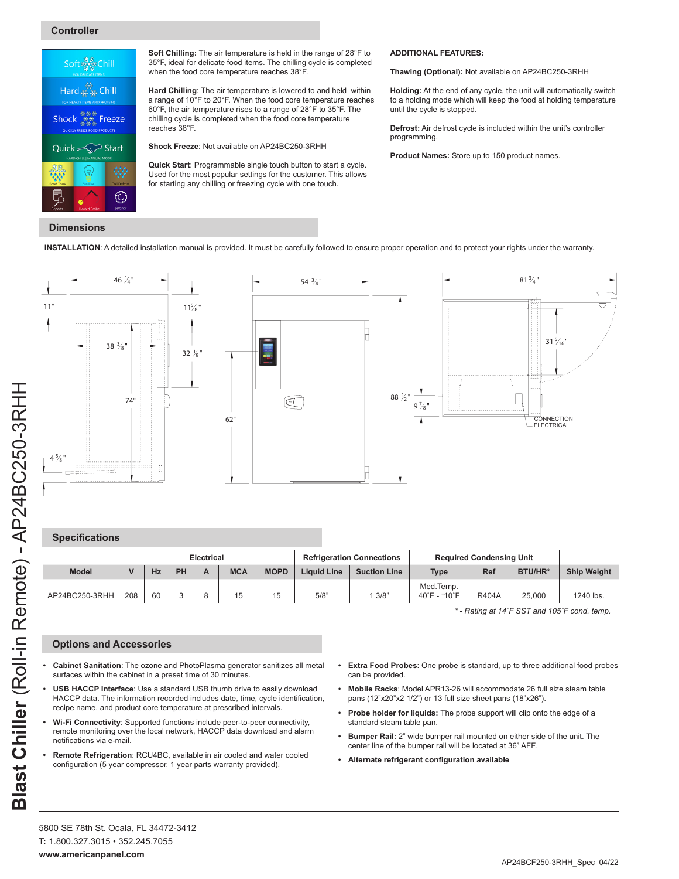## Controller

Soft Chill
FOR DELICATE ITEMS
Hard Chill
FOR HEARTY ITEMS AND PROTEINS
Shock Freeze
QUICKLY FREEZE FOOD PRODUCTS
Quick Start
HARD CHILL | MANUAL MODE
Food Thaw
Sterilize
Coil Defrost
Reports
Heated Probe
Settings

**Soft Chilling:** The air temperature is held in the range of 28°F to 35°F, ideal for delicate food items. The chilling cycle is completed when the food core temperature reaches 38°F.

**Hard Chilling**: The air temperature is lowered to and held within a range of 10°F to 20°F. When the food core temperature reaches 60°F, the air temperature rises to a range of 28°F to 35°F. The chilling cycle is completed when the food core temperature reaches 38°F.

**Shock Freeze**: Not available on AP24BC250-3RHH

**Quick Start**: Programmable single touch button to start a cycle. Used for the most popular settings for the customer. This allows for starting any chilling or freezing cycle with one touch.

**ADDITIONAL FEATURES:**

**Thawing (Optional):** Not available on AP24BC250-3RHH

**Holding:** At the end of any cycle, the unit will automatically switch to a holding mode which will keep the food at holding temperature until the cycle is stopped.

**Defrost:** Air defrost cycle is included within the unit's controller programming.

**Product Names:** Store up to 150 product names.

## Dimensions

**INSTALLATION**: A detailed installation manual is provided. It must be carefully followed to ensure proper operation and to protect your rights under the warranty.

46 1/4"
11"
11 5/8"
38 3/8"
32 1/8"
74"
4 5/8"
54 3/4"
62"
88 1/2"
81 3/4"
31 5/16"
9 7/8"
CONNECTION
ELECTRICAL

## Specifications

| | Electrical | | | | | | Refrigeration Connections | | Required Condensing Unit | | | |
|---|---|---|---|---|---|---|---|---|---|---|---|---|
| Model | V | Hz | PH | A | MCA | MOPD | Liquid Line | Suction Line | Type | Ref | BTU/HR* | Ship Weight |
| AP24BC250-3RHH | 208 | 60 | 3 | 8 | 15 | 15 | 5/8" | 1 3/8" | Med.Temp. 40˚F - -10˚F | R404A | 25,000 | 1240 lbs. |

*\* - Rating at 14˚F SST and 105˚F cond. temp.*

## Options and Accessories

- **Cabinet Sanitation**: The ozone and PhotoPlasma generator sanitizes all metal surfaces within the cabinet in a preset time of 30 minutes.
- **USB HACCP Interface**: Use a standard USB thumb drive to easily download HACCP data. The information recorded includes date, time, cycle identification, recipe name, and product core temperature at prescribed intervals.
- **Wi-Fi Connectivity**: Supported functions include peer-to-peer connectivity, remote monitoring over the local network, HACCP data download and alarm notifications via e-mail.
- **Remote Refrigeration**: RCU4BC, available in air cooled and water cooled configuration (5 year compressor, 1 year parts warranty provided).
- **Extra Food Probes**: One probe is standard, up to three additional food probes can be provided.
- **Mobile Racks**: Model APR13-26 will accommodate 26 full size steam table pans (12"x20"x2 1/2") or 13 full size sheet pans (18"x26").
- **Probe holder for liquids:** The probe support will clip onto the edge of a standard steam table pan.
- **Bumper Rail:** 2" wide bumper rail mounted on either side of the unit. The center line of the bumper rail will be located at 36" AFF.
- **Alternate refrigerant configuration available**

5800 SE 78th St. Ocala, FL 34472-3412
**T:** 1.800.327.3015 • 352.245.7055
**www.americanpanel.com**

AP24BCF250-3RHH_Spec 04/22